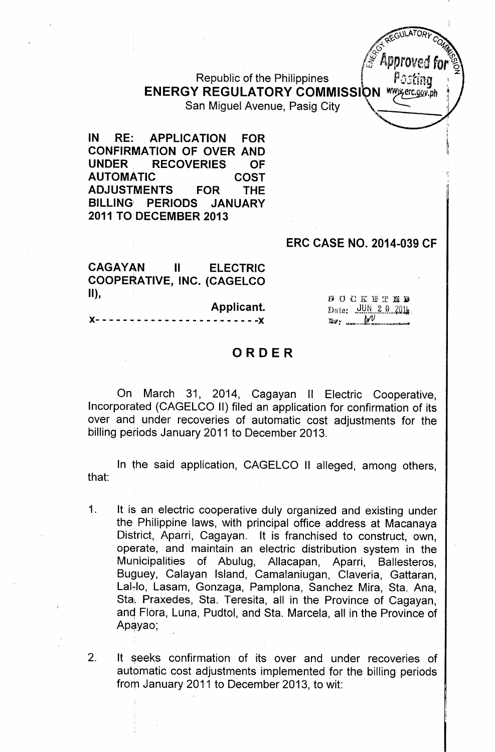Republic of the Philippines
**ENERGY REGULATORY COMMISSION**
San Miguel Avenue, Pasig City

**IN RE: APPLICATION FOR CONFIRMATION OF OVER AND UNDER RECOVERIES OF AUTOMATIC COST ADJUSTMENTS FOR THE BILLING PERIODS JANUARY 2011 TO DECEMBER 2013**

**ERC CASE NO. 2014-039 CF**

**CAGAYAN II ELECTRIC COOPERATIVE, INC. (CAGELCO II),**
**Applicant.**
x- - - - - - - - - - - - - - - - - - - - - - -x

DOCKETED
Date: JUN 20 2014

# ORDER

On March 31, 2014, Cagayan II Electric Cooperative, Incorporated (CAGELCO II) filed an application for confirmation of its over and under recoveries of automatic cost adjustments for the billing periods January 2011 to December 2013.

In the said application, CAGELCO II alleged, among others, that:

1. It is an electric cooperative duly organized and existing under the Philippine laws, with principal office address at Macanaya District, Aparri, Cagayan. It is franchised to construct, own, operate, and maintain an electric distribution system in the Municipalities of Abulug, Allacapan, Aparri, Ballesteros, Buguey, Calayan Island, Camalaniugan, Claveria, Gattaran, Lal-lo, Lasam, Gonzaga, Pamplona, Sanchez Mira, Sta. Ana, Sta. Praxedes, Sta. Teresita, all in the Province of Cagayan, and Flora, Luna, Pudtol, and Sta. Marcela, all in the Province of Apayao;

2. It seeks confirmation of its over and under recoveries of automatic cost adjustments implemented for the billing periods from January 2011 to December 2013, to wit: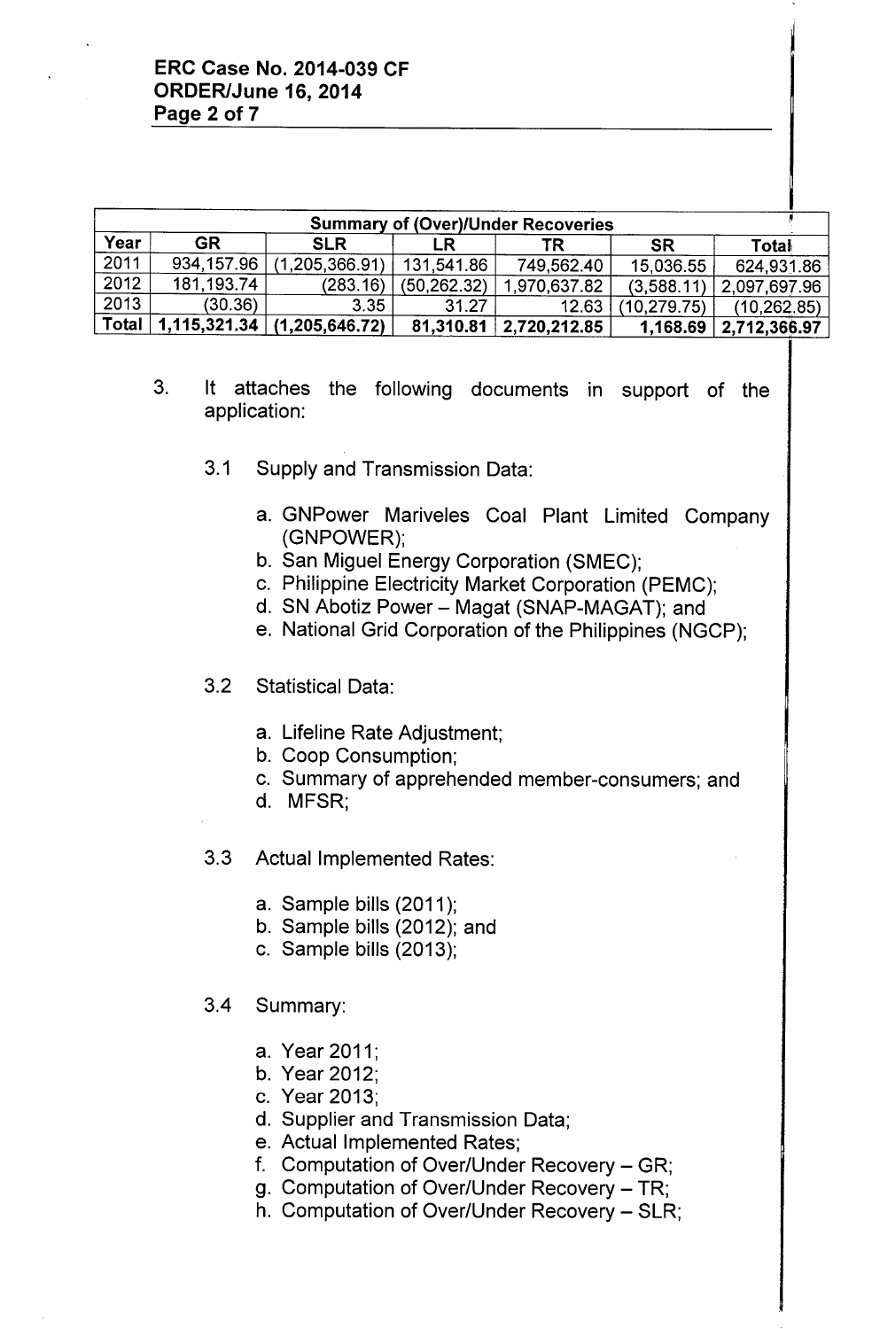| Summary of (Over)/Under Recoveries | | | | | | |
|---|---|---|---|---|---|---|
| Year | GR | SLR | LR | TR | SR | Total |
| 2011 | 934,157.96 | (1,205,366.91) | 131,541.86 | 749,562.40 | 15,036.55 | 624,931.86 |
| 2012 | 181,193.74 | (283.16) | (50,262.32) | 1,970,637.82 | (3,588.11) | 2,097,697.96 |
| 2013 | (30.36) | 3.35 | 31.27 | 12.63 | (10,279.75) | (10,262.85) |
| **Total** | **1,115,321.34** | **(1,205,646.72)** | **81,310.81** | **2,720,212.85** | **1,168.69** | **2,712,366.97** |

3. It attaches the following documents in support of the application:

   3.1 Supply and Transmission Data:

      a. GNPower Mariveles Coal Plant Limited Company (GNPOWER);
      b. San Miguel Energy Corporation (SMEC);
      c. Philippine Electricity Market Corporation (PEMC);
      d. SN Abotiz Power – Magat (SNAP-MAGAT); and
      e. National Grid Corporation of the Philippines (NGCP);

   3.2 Statistical Data:

      a. Lifeline Rate Adjustment;
      b. Coop Consumption;
      c. Summary of apprehended member-consumers; and
      d. MFSR;

   3.3 Actual Implemented Rates:

      a. Sample bills (2011);
      b. Sample bills (2012); and
      c. Sample bills (2013);

   3.4 Summary:

      a. Year 2011;
      b. Year 2012;
      c. Year 2013;
      d. Supplier and Transmission Data;
      e. Actual Implemented Rates;
      f. Computation of Over/Under Recovery – GR;
      g. Computation of Over/Under Recovery – TR;
      h. Computation of Over/Under Recovery – SLR;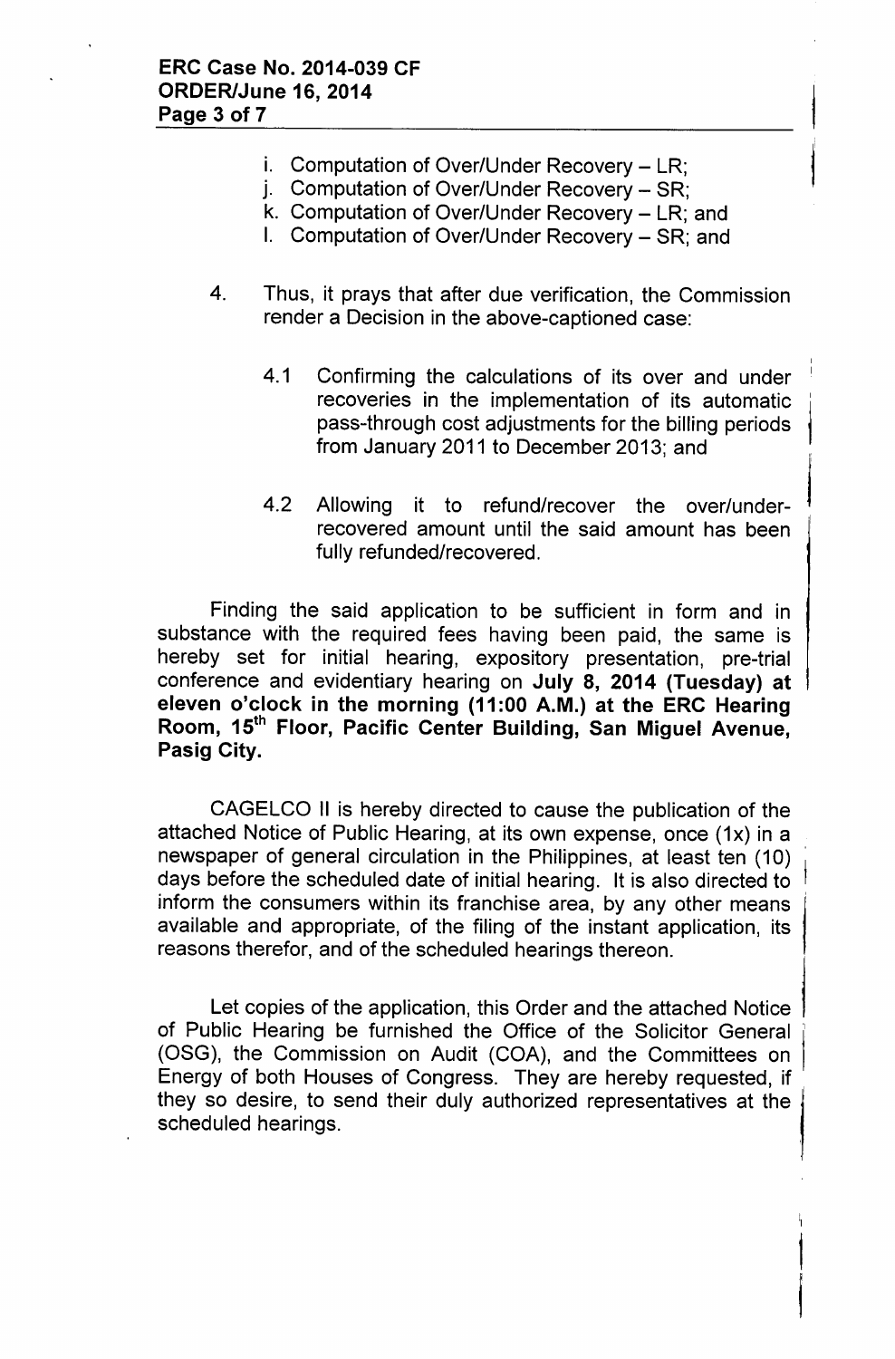i. Computation of Over/Under Recovery – LR;
j. Computation of Over/Under Recovery – SR;
k. Computation of Over/Under Recovery – LR; and
l. Computation of Over/Under Recovery – SR; and

4. Thus, it prays that after due verification, the Commission render a Decision in the above-captioned case:

   4.1 Confirming the calculations of its over and under recoveries in the implementation of its automatic pass-through cost adjustments for the billing periods from January 2011 to December 2013; and

   4.2 Allowing it to refund/recover the over/under-recovered amount until the said amount has been fully refunded/recovered.

Finding the said application to be sufficient in form and in substance with the required fees having been paid, the same is hereby set for initial hearing, expository presentation, pre-trial conference and evidentiary hearing on **July 8, 2014 (Tuesday) at eleven o'clock in the morning (11:00 A.M.) at the ERC Hearing Room, 15th Floor, Pacific Center Building, San Miguel Avenue, Pasig City.**

CAGELCO II is hereby directed to cause the publication of the attached Notice of Public Hearing, at its own expense, once (1x) in a newspaper of general circulation in the Philippines, at least ten (10) days before the scheduled date of initial hearing. It is also directed to inform the consumers within its franchise area, by any other means available and appropriate, of the filing of the instant application, its reasons therefor, and of the scheduled hearings thereon.

Let copies of the application, this Order and the attached Notice of Public Hearing be furnished the Office of the Solicitor General (OSG), the Commission on Audit (COA), and the Committees on Energy of both Houses of Congress. They are hereby requested, if they so desire, to send their duly authorized representatives at the scheduled hearings.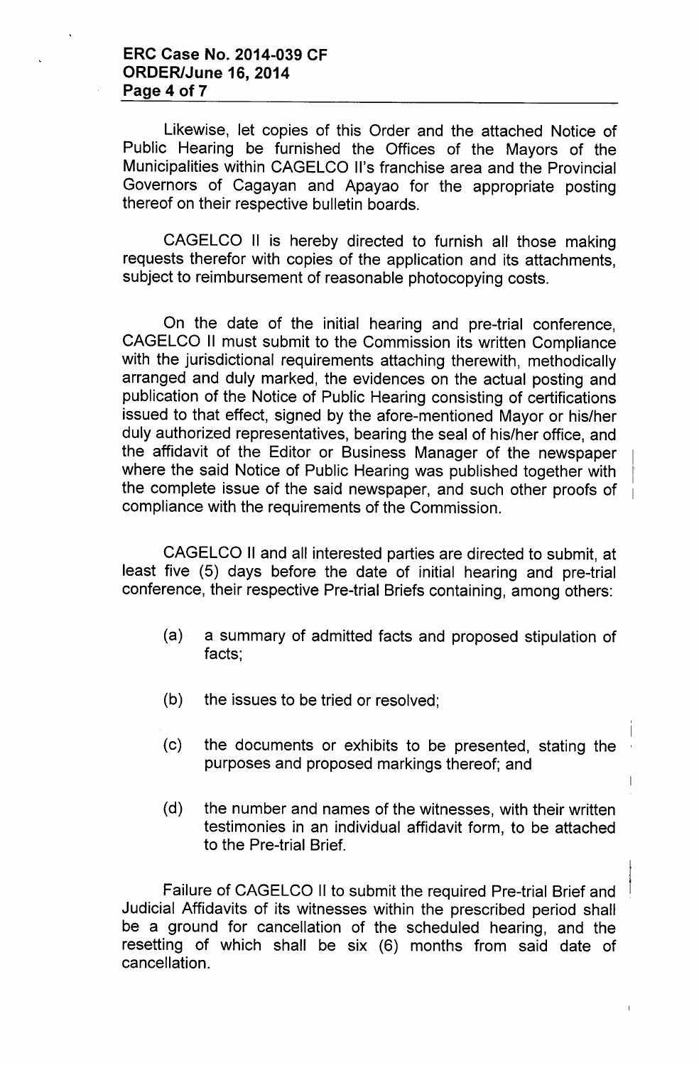Likewise, let copies of this Order and the attached Notice of Public Hearing be furnished the Offices of the Mayors of the Municipalities within CAGELCO II's franchise area and the Provincial Governors of Cagayan and Apayao for the appropriate posting thereof on their respective bulletin boards.

CAGELCO II is hereby directed to furnish all those making requests therefor with copies of the application and its attachments, subject to reimbursement of reasonable photocopying costs.

On the date of the initial hearing and pre-trial conference, CAGELCO II must submit to the Commission its written Compliance with the jurisdictional requirements attaching therewith, methodically arranged and duly marked, the evidences on the actual posting and publication of the Notice of Public Hearing consisting of certifications issued to that effect, signed by the afore-mentioned Mayor or his/her duly authorized representatives, bearing the seal of his/her office, and the affidavit of the Editor or Business Manager of the newspaper where the said Notice of Public Hearing was published together with the complete issue of the said newspaper, and such other proofs of compliance with the requirements of the Commission.

CAGELCO II and all interested parties are directed to submit, at least five (5) days before the date of initial hearing and pre-trial conference, their respective Pre-trial Briefs containing, among others:

(a) a summary of admitted facts and proposed stipulation of facts;

(b) the issues to be tried or resolved;

(c) the documents or exhibits to be presented, stating the purposes and proposed markings thereof; and

(d) the number and names of the witnesses, with their written testimonies in an individual affidavit form, to be attached to the Pre-trial Brief.

Failure of CAGELCO II to submit the required Pre-trial Brief and Judicial Affidavits of its witnesses within the prescribed period shall be a ground for cancellation of the scheduled hearing, and the resetting of which shall be six (6) months from said date of cancellation.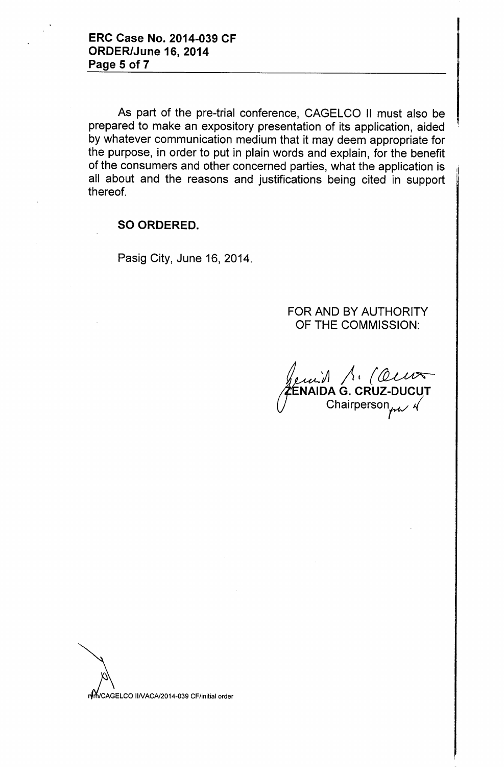As part of the pre-trial conference, CAGELCO II must also be prepared to make an expository presentation of its application, aided by whatever communication medium that it may deem appropriate for the purpose, in order to put in plain words and explain, for the benefit of the consumers and other concerned parties, what the application is all about and the reasons and justifications being cited in support thereof.

**SO ORDERED.**

Pasig City, June 16, 2014.

FOR AND BY AUTHORITY OF THE COMMISSION:

**ZENAIDA G. CRUZ-DUCUT**
Chairperson

rm/CAGELCO II/VACA/2014-039 CF/initial order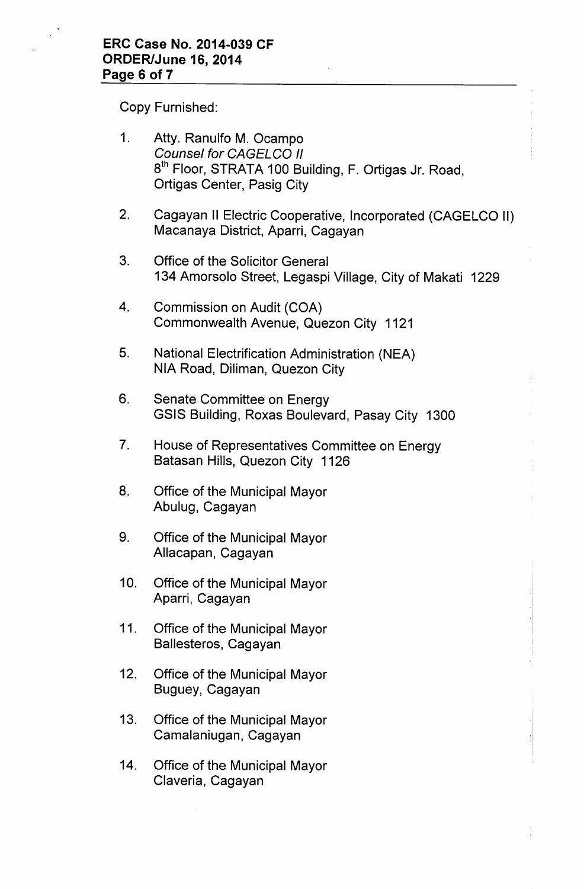Copy Furnished:

1. Atty. Ranulfo M. Ocampo
   *Counsel for CAGELCO II*
   8th Floor, STRATA 100 Building, F. Ortigas Jr. Road, Ortigas Center, Pasig City

2. Cagayan II Electric Cooperative, Incorporated (CAGELCO II)
   Macanaya District, Aparri, Cagayan

3. Office of the Solicitor General
   134 Amorsolo Street, Legaspi Village, City of Makati 1229

4. Commission on Audit (COA)
   Commonwealth Avenue, Quezon City 1121

5. National Electrification Administration (NEA)
   NIA Road, Diliman, Quezon City

6. Senate Committee on Energy
   GSIS Building, Roxas Boulevard, Pasay City 1300

7. House of Representatives Committee on Energy
   Batasan Hills, Quezon City 1126

8. Office of the Municipal Mayor
   Abulug, Cagayan

9. Office of the Municipal Mayor
   Allacapan, Cagayan

10. Office of the Municipal Mayor
    Aparri, Cagayan

11. Office of the Municipal Mayor
    Ballesteros, Cagayan

12. Office of the Municipal Mayor
    Buguey, Cagayan

13. Office of the Municipal Mayor
    Camalaniugan, Cagayan

14. Office of the Municipal Mayor
    Claveria, Cagayan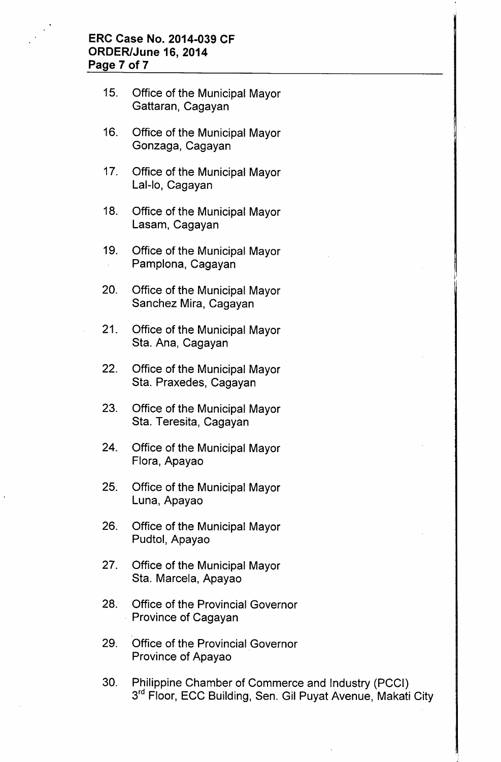15. Office of the Municipal Mayor
    Gattaran, Cagayan

16. Office of the Municipal Mayor
    Gonzaga, Cagayan

17. Office of the Municipal Mayor
    Lal-lo, Cagayan

18. Office of the Municipal Mayor
    Lasam, Cagayan

19. Office of the Municipal Mayor
    Pamplona, Cagayan

20. Office of the Municipal Mayor
    Sanchez Mira, Cagayan

21. Office of the Municipal Mayor
    Sta. Ana, Cagayan

22. Office of the Municipal Mayor
    Sta. Praxedes, Cagayan

23. Office of the Municipal Mayor
    Sta. Teresita, Cagayan

24. Office of the Municipal Mayor
    Flora, Apayao

25. Office of the Municipal Mayor
    Luna, Apayao

26. Office of the Municipal Mayor
    Pudtol, Apayao

27. Office of the Municipal Mayor
    Sta. Marcela, Apayao

28. Office of the Provincial Governor
    Province of Cagayan

29. Office of the Provincial Governor
    Province of Apayao

30. Philippine Chamber of Commerce and Industry (PCCI)
    3rd Floor, ECC Building, Sen. Gil Puyat Avenue, Makati City